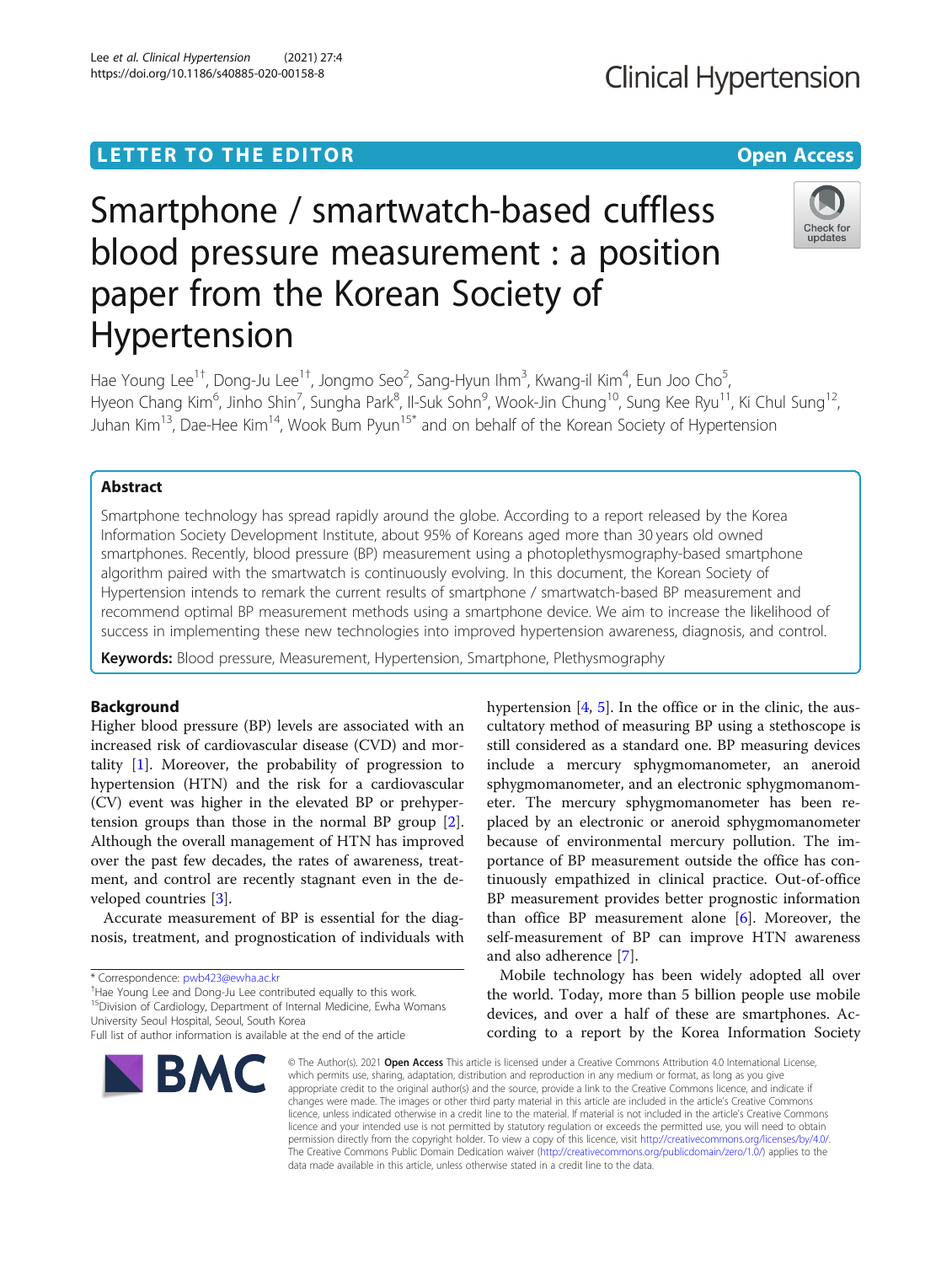LETTER TO THE EDITOR **Open Access**

# Smartphone / smartwatch-based cuffless blood pressure measurement : a position paper from the Korean Society of Hypertension

Hae Young Lee[1†], Dong-Ju Lee[1†], Jongmo Seo[2], Sang-Hyun Ihm[3], Kwang-il Kim[4], Eun Joo Cho[5], Hyeon Chang Kim[6], Jinho Shin[7], Sungha Park[8], Il-Suk Sohn[9], Wook-Jin Chung[10], Sung Kee Ryu[11], Ki Chul Sung[12], Juhan Kim[13], Dae-Hee Kim[14], Wook Bum Pyun[15*] and on behalf of the Korean Society of Hypertension

## Abstract

Smartphone technology has spread rapidly around the globe. According to a report released by the Korea Information Society Development Institute, about 95% of Koreans aged more than 30 years old owned smartphones. Recently, blood pressure (BP) measurement using a photoplethysmography-based smartphone algorithm paired with the smartwatch is continuously evolving. In this document, the Korean Society of Hypertension intends to remark the current results of smartphone / smartwatch-based BP measurement and recommend optimal BP measurement methods using a smartphone device. We aim to increase the likelihood of success in implementing these new technologies into improved hypertension awareness, diagnosis, and control.

**Keywords:** Blood pressure, Measurement, Hypertension, Smartphone, Plethysmography

## Background

Higher blood pressure (BP) levels are associated with an increased risk of cardiovascular disease (CVD) and mortality [1]. Moreover, the probability of progression to hypertension (HTN) and the risk for a cardiovascular (CV) event was higher in the elevated BP or prehypertension groups than those in the normal BP group [2]. Although the overall management of HTN has improved over the past few decades, the rates of awareness, treatment, and control are recently stagnant even in the developed countries [3].

Accurate measurement of BP is essential for the diagnosis, treatment, and prognostication of individuals with hypertension [4, 5]. In the office or in the clinic, the auscultatory method of measuring BP using a stethoscope is still considered as a standard one. BP measuring devices include a mercury sphygmomanometer, an aneroid sphygmomanometer, and an electronic sphygmomanometer. The mercury sphygmomanometer has been replaced by an electronic or aneroid sphygmomanometer because of environmental mercury pollution. The importance of BP measurement outside the office has continuously empathized in clinical practice. Out-of-office BP measurement provides better prognostic information than office BP measurement alone [6]. Moreover, the self-measurement of BP can improve HTN awareness and also adherence [7].

Mobile technology has been widely adopted all over the world. Today, more than 5 billion people use mobile devices, and over a half of these are smartphones. According to a report by the Korea Information Society

\* Correspondence: pwb423@ewha.ac.kr
†Hae Young Lee and Dong-Ju Lee contributed equally to this work.
[15]Division of Cardiology, Department of Internal Medicine, Ewha Womans University Seoul Hospital, Seoul, South Korea
Full list of author information is available at the end of the article

© The Author(s). 2021 **Open Access** This article is licensed under a Creative Commons Attribution 4.0 International License, which permits use, sharing, adaptation, distribution and reproduction in any medium or format, as long as you give appropriate credit to the original author(s) and the source, provide a link to the Creative Commons licence, and indicate if changes were made. The images or other third party material in this article are included in the article's Creative Commons licence, unless indicated otherwise in a credit line to the material. If material is not included in the article's Creative Commons licence and your intended use is not permitted by statutory regulation or exceeds the permitted use, you will need to obtain permission directly from the copyright holder. To view a copy of this licence, visit http://creativecommons.org/licenses/by/4.0/. The Creative Commons Public Domain Dedication waiver (http://creativecommons.org/publicdomain/zero/1.0/) applies to the data made available in this article, unless otherwise stated in a credit line to the data.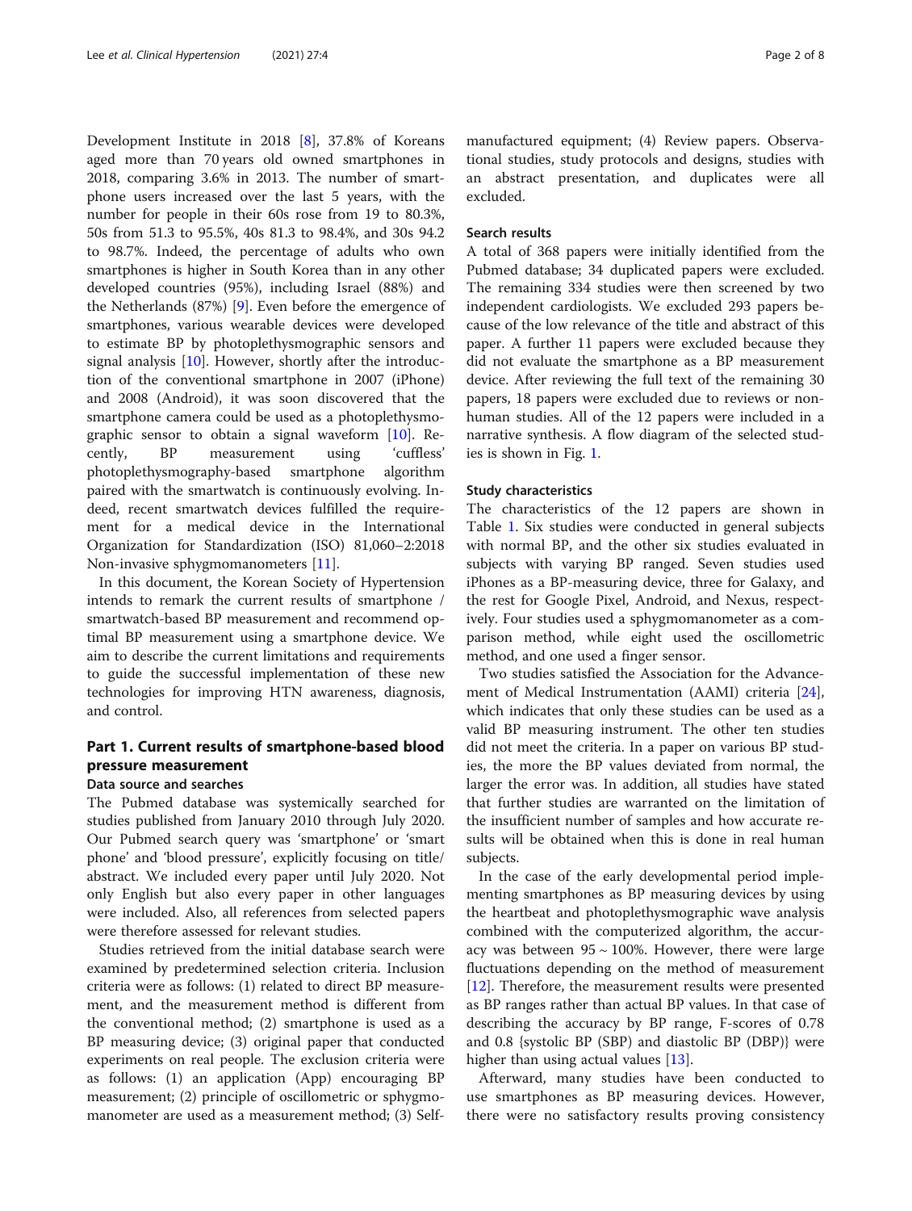Development Institute in 2018 [8], 37.8% of Koreans aged more than 70 years old owned smartphones in 2018, comparing 3.6% in 2013. The number of smartphone users increased over the last 5 years, with the number for people in their 60s rose from 19 to 80.3%, 50s from 51.3 to 95.5%, 40s 81.3 to 98.4%, and 30s 94.2 to 98.7%. Indeed, the percentage of adults who own smartphones is higher in South Korea than in any other developed countries (95%), including Israel (88%) and the Netherlands (87%) [9]. Even before the emergence of smartphones, various wearable devices were developed to estimate BP by photoplethysmographic sensors and signal analysis [10]. However, shortly after the introduction of the conventional smartphone in 2007 (iPhone) and 2008 (Android), it was soon discovered that the smartphone camera could be used as a photoplethysmographic sensor to obtain a signal waveform [10]. Recently, BP measurement using 'cuffless' photoplethysmography-based smartphone algorithm paired with the smartwatch is continuously evolving. Indeed, recent smartwatch devices fulfilled the requirement for a medical device in the International Organization for Standardization (ISO) 81,060–2:2018 Non-invasive sphygmomanometers [11].

In this document, the Korean Society of Hypertension intends to remark the current results of smartphone / smartwatch-based BP measurement and recommend optimal BP measurement using a smartphone device. We aim to describe the current limitations and requirements to guide the successful implementation of these new technologies for improving HTN awareness, diagnosis, and control.

## Part 1. Current results of smartphone-based blood pressure measurement

### Data source and searches

The Pubmed database was systemically searched for studies published from January 2010 through July 2020. Our Pubmed search query was 'smartphone' or 'smart phone' and 'blood pressure', explicitly focusing on title/abstract. We included every paper until July 2020. Not only English but also every paper in other languages were included. Also, all references from selected papers were therefore assessed for relevant studies.

Studies retrieved from the initial database search were examined by predetermined selection criteria. Inclusion criteria were as follows: (1) related to direct BP measurement, and the measurement method is different from the conventional method; (2) smartphone is used as a BP measuring device; (3) original paper that conducted experiments on real people. The exclusion criteria were as follows: (1) an application (App) encouraging BP measurement; (2) principle of oscillometric or sphygmomanometer are used as a measurement method; (3) Self-manufactured equipment; (4) Review papers. Observational studies, study protocols and designs, studies with an abstract presentation, and duplicates were all excluded.

### Search results

A total of 368 papers were initially identified from the Pubmed database; 34 duplicated papers were excluded. The remaining 334 studies were then screened by two independent cardiologists. We excluded 293 papers because of the low relevance of the title and abstract of this paper. A further 11 papers were excluded because they did not evaluate the smartphone as a BP measurement device. After reviewing the full text of the remaining 30 papers, 18 papers were excluded due to reviews or non-human studies. All of the 12 papers were included in a narrative synthesis. A flow diagram of the selected studies is shown in Fig. 1.

### Study characteristics

The characteristics of the 12 papers are shown in Table 1. Six studies were conducted in general subjects with normal BP, and the other six studies evaluated in subjects with varying BP ranged. Seven studies used iPhones as a BP-measuring device, three for Galaxy, and the rest for Google Pixel, Android, and Nexus, respectively. Four studies used a sphygmomanometer as a comparison method, while eight used the oscillometric method, and one used a finger sensor.

Two studies satisfied the Association for the Advancement of Medical Instrumentation (AAMI) criteria [24], which indicates that only these studies can be used as a valid BP measuring instrument. The other ten studies did not meet the criteria. In a paper on various BP studies, the more the BP values deviated from normal, the larger the error was. In addition, all studies have stated that further studies are warranted on the limitation of the insufficient number of samples and how accurate results will be obtained when this is done in real human subjects.

In the case of the early developmental period implementing smartphones as BP measuring devices by using the heartbeat and photoplethysmographic wave analysis combined with the computerized algorithm, the accuracy was between 95 ~ 100%. However, there were large fluctuations depending on the method of measurement [12]. Therefore, the measurement results were presented as BP ranges rather than actual BP values. In that case of describing the accuracy by BP range, F-scores of 0.78 and 0.8 {systolic BP (SBP) and diastolic BP (DBP)} were higher than using actual values [13].

Afterward, many studies have been conducted to use smartphones as BP measuring devices. However, there were no satisfactory results proving consistency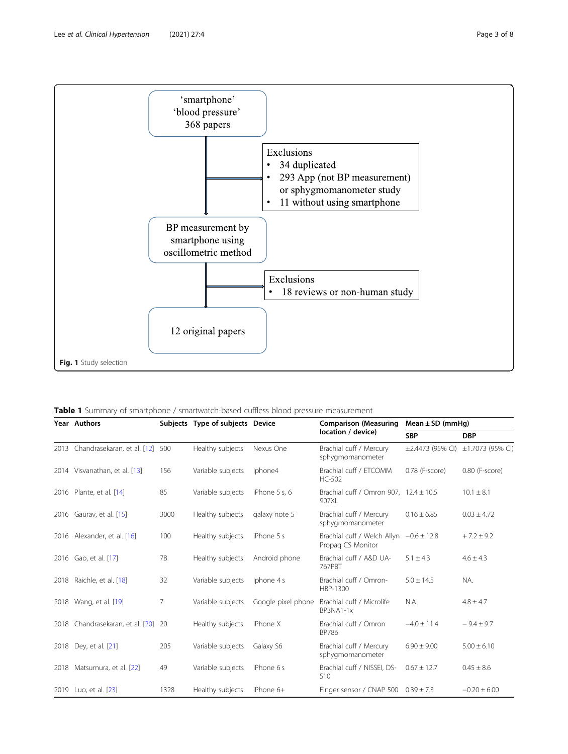'smartphone'
'blood pressure'
368 papers

Exclusions
- 34 duplicated
- 293 App (not BP measurement) or sphygmomanometer study
- 11 without using smartphone

BP measurement by smartphone using oscillometric method

Exclusions
- 18 reviews or non-human study

12 original papers

**Fig. 1** Study selection

**Table 1** Summary of smartphone / smartwatch-based cuffless blood pressure measurement

| Year | Authors | Subjects | Type of subjects | Device | Comparison (Measuring location / device) | Mean ± SD (mmHg) | |
|---|---|---|---|---|---|---|---|
| | | | | | | **SBP** | **DBP** |
| 2013 | Chandrasekaran, et al. [12] | 500 | Healthy subjects | Nexus One | Brachial cuff / Mercury sphygmomanometer | ±2.4473 (95% CI) | ±1.7073 (95% CI) |
| 2014 | Visvanathan, et al. [13] | 156 | Variable subjects | Iphone4 | Brachial cuff / ETCOMM HC-502 | 0.78 (F-score) | 0.80 (F-score) |
| 2016 | Plante, et al. [14] | 85 | Variable subjects | iPhone 5 s, 6 | Brachial cuff / Omron 907, 907XL | 12.4 ± 10.5 | 10.1 ± 8.1 |
| 2016 | Gaurav, et al. [15] | 3000 | Healthy subjects | galaxy note 5 | Brachial cuff / Mercury sphygmomanometer | 0.16 ± 6.85 | 0.03 ± 4.72 |
| 2016 | Alexander, et al. [16] | 100 | Healthy subjects | iPhone 5 s | Brachial cuff / Welch Allyn Propaq CS Monitor | −0.6 ± 12.8 | + 7.2 ± 9.2 |
| 2016 | Gao, et al. [17] | 78 | Healthy subjects | Android phone | Brachial cuff / A&D UA-767PBT | 5.1 ± 4.3 | 4.6 ± 4.3 |
| 2018 | Raichle, et al. [18] | 32 | Variable subjects | Iphone 4 s | Brachial cuff / Omron-HBP-1300 | 5.0 ± 14.5 | NA. |
| 2018 | Wang, et al. [19] | 7 | Variable subjects | Google pixel phone | Brachial cuff / Microlife BP3NA1-1x | N.A. | 4.8 ± 4.7 |
| 2018 | Chandrasekaran, et al. [20] | 20 | Healthy subjects | iPhone X | Brachial cuff / Omron BP786 | −4.0 ± 11.4 | − 9.4 ± 9.7 |
| 2018 | Dey, et al. [21] | 205 | Variable subjects | Galaxy S6 | Brachial cuff / Mercury sphygmomanometer | 6.90 ± 9.00 | 5.00 ± 6.10 |
| 2018 | Matsumura, et al. [22] | 49 | Variable subjects | iPhone 6 s | Brachial cuff / NISSEI, DS-S10 | 0.67 ± 12.7 | 0.45 ± 8.6 |
| 2019 | Luo, et al. [23] | 1328 | Healthy subjects | iPhone 6+ | Finger sensor / CNAP 500 | 0.39 ± 7.3 | −0.20 ± 6.00 |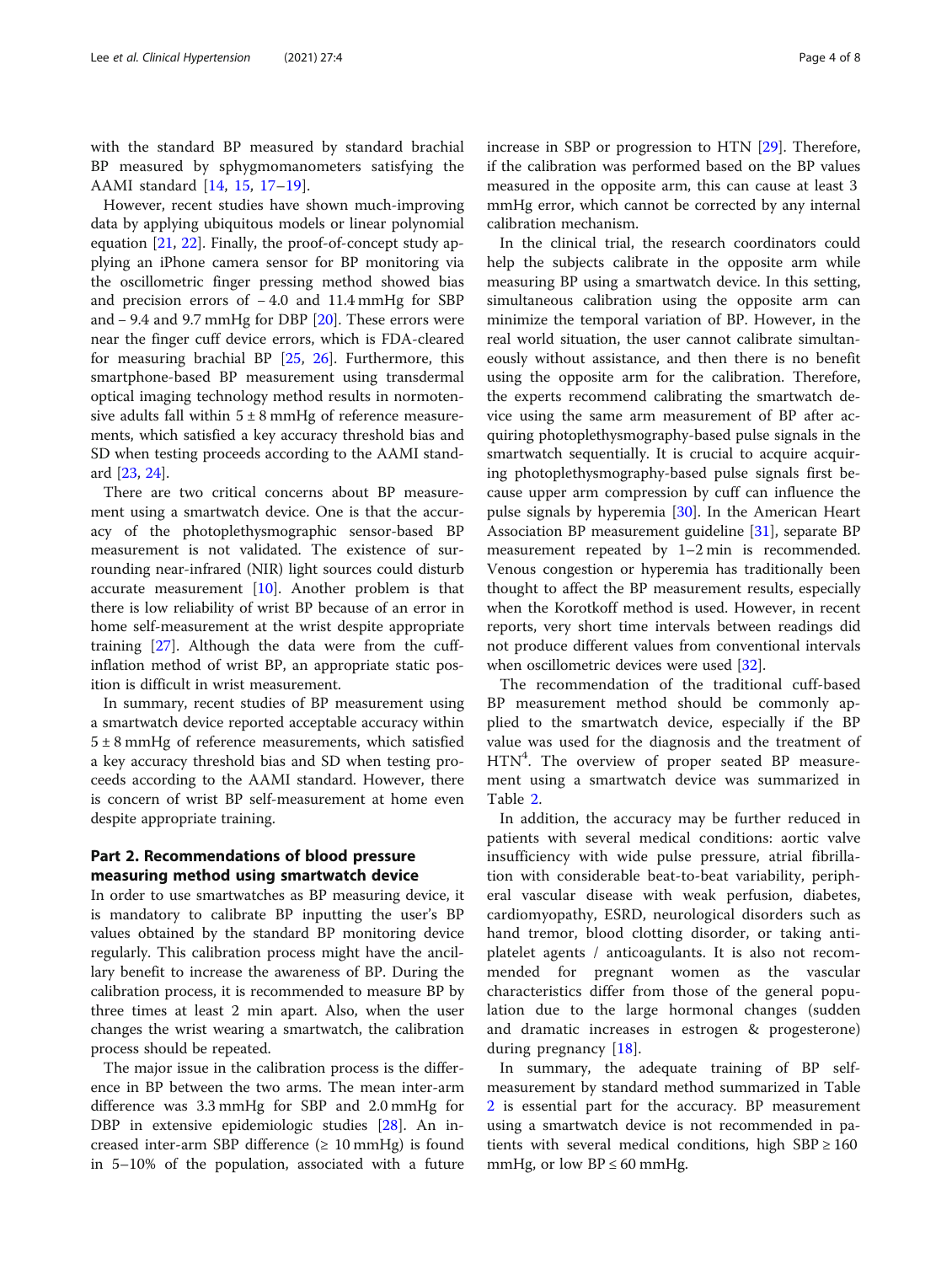with the standard BP measured by standard brachial BP measured by sphygmomanometers satisfying the AAMI standard [14, 15, 17–19].

However, recent studies have shown much-improving data by applying ubiquitous models or linear polynomial equation [21, 22]. Finally, the proof-of-concept study applying an iPhone camera sensor for BP monitoring via the oscillometric finger pressing method showed bias and precision errors of − 4.0 and 11.4 mmHg for SBP and − 9.4 and 9.7 mmHg for DBP [20]. These errors were near the finger cuff device errors, which is FDA-cleared for measuring brachial BP [25, 26]. Furthermore, this smartphone-based BP measurement using transdermal optical imaging technology method results in normotensive adults fall within 5 ± 8 mmHg of reference measurements, which satisfied a key accuracy threshold bias and SD when testing proceeds according to the AAMI standard [23, 24].

There are two critical concerns about BP measurement using a smartwatch device. One is that the accuracy of the photoplethysmographic sensor-based BP measurement is not validated. The existence of surrounding near-infrared (NIR) light sources could disturb accurate measurement [10]. Another problem is that there is low reliability of wrist BP because of an error in home self-measurement at the wrist despite appropriate training [27]. Although the data were from the cuff-inflation method of wrist BP, an appropriate static position is difficult in wrist measurement.

In summary, recent studies of BP measurement using a smartwatch device reported acceptable accuracy within 5 ± 8 mmHg of reference measurements, which satisfied a key accuracy threshold bias and SD when testing proceeds according to the AAMI standard. However, there is concern of wrist BP self-measurement at home even despite appropriate training.

## Part 2. Recommendations of blood pressure measuring method using smartwatch device

In order to use smartwatches as BP measuring device, it is mandatory to calibrate BP inputting the user's BP values obtained by the standard BP monitoring device regularly. This calibration process might have the ancillary benefit to increase the awareness of BP. During the calibration process, it is recommended to measure BP by three times at least 2 min apart. Also, when the user changes the wrist wearing a smartwatch, the calibration process should be repeated.

The major issue in the calibration process is the difference in BP between the two arms. The mean inter-arm difference was 3.3 mmHg for SBP and 2.0 mmHg for DBP in extensive epidemiologic studies [28]. An increased inter-arm SBP difference (≥ 10 mmHg) is found in 5–10% of the population, associated with a future increase in SBP or progression to HTN [29]. Therefore, if the calibration was performed based on the BP values measured in the opposite arm, this can cause at least 3 mmHg error, which cannot be corrected by any internal calibration mechanism.

In the clinical trial, the research coordinators could help the subjects calibrate in the opposite arm while measuring BP using a smartwatch device. In this setting, simultaneous calibration using the opposite arm can minimize the temporal variation of BP. However, in the real world situation, the user cannot calibrate simultaneously without assistance, and then there is no benefit using the opposite arm for the calibration. Therefore, the experts recommend calibrating the smartwatch device using the same arm measurement of BP after acquiring photoplethysmography-based pulse signals in the smartwatch sequentially. It is crucial to acquire acquiring photoplethysmography-based pulse signals first because upper arm compression by cuff can influence the pulse signals by hyperemia [30]. In the American Heart Association BP measurement guideline [31], separate BP measurement repeated by 1–2 min is recommended. Venous congestion or hyperemia has traditionally been thought to affect the BP measurement results, especially when the Korotkoff method is used. However, in recent reports, very short time intervals between readings did not produce different values from conventional intervals when oscillometric devices were used [32].

The recommendation of the traditional cuff-based BP measurement method should be commonly applied to the smartwatch device, especially if the BP value was used for the diagnosis and the treatment of HTN[4]. The overview of proper seated BP measurement using a smartwatch device was summarized in Table 2.

In addition, the accuracy may be further reduced in patients with several medical conditions: aortic valve insufficiency with wide pulse pressure, atrial fibrillation with considerable beat-to-beat variability, peripheral vascular disease with weak perfusion, diabetes, cardiomyopathy, ESRD, neurological disorders such as hand tremor, blood clotting disorder, or taking antiplatelet agents / anticoagulants. It is also not recommended for pregnant women as the vascular characteristics differ from those of the general population due to the large hormonal changes (sudden and dramatic increases in estrogen & progesterone) during pregnancy [18].

In summary, the adequate training of BP self-measurement by standard method summarized in Table 2 is essential part for the accuracy. BP measurement using a smartwatch device is not recommended in patients with several medical conditions, high SBP ≥ 160 mmHg, or low BP ≤ 60 mmHg.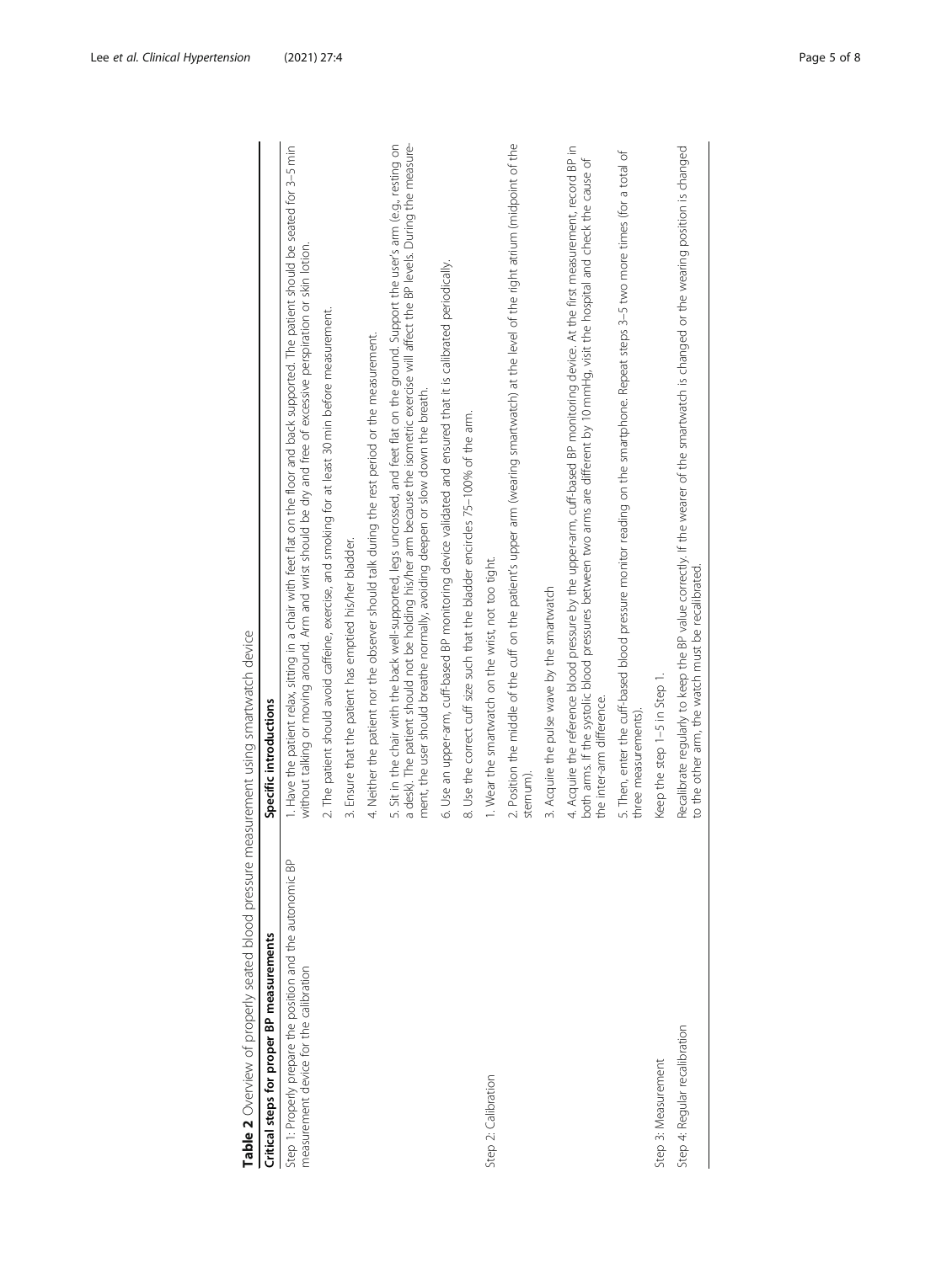**Table 2** Overview of properly seated blood pressure measurement using smartwatch device

| Critical steps for proper BP measurements | Specific introductions |
|---|---|
| Step 1: Properly prepare the position and the autonomic BP measurement device for the calibration | 1. Have the patient relax, sitting in a chair with feet flat on the floor and back supported. The patient should be seated for 3–5 min without talking or moving around. Arm and wrist should be dry and free of excessive perspiration or skin lotion. |
| | 2. The patient should avoid caffeine, exercise, and smoking for at least 30 min before measurement. |
| | 3. Ensure that the patient has emptied his/her bladder. |
| | 4. Neither the patient nor the observer should talk during the rest period or the measurement. |
| | 5. Sit in the chair with the back well-supported, legs uncrossed, and feet flat on the ground. Support the user's arm (e.g., resting on a desk). The patient should not be holding his/her arm because the isometric exercise will affect the BP levels. During the measurement, the user should breathe normally, avoiding deepen or slow down the breath. |
| | 6. Use an upper-arm, cuff-based BP monitoring device validated and ensured that it is calibrated periodically. |
| | 8. Use the correct cuff size such that the bladder encircles 75–100% of the arm. |
| Step 2: Calibration | 1. Wear the smartwatch on the wrist, not too tight. |
| | 2. Position the middle of the cuff on the patient's upper arm (wearing smartwatch) at the level of the right atrium (midpoint of the sternum). |
| | 3. Acquire the pulse wave by the smartwatch |
| | 4. Acquire the reference blood pressure by the upper-arm, cuff-based BP monitoring device. At the first measurement, record BP in both arms. If the systolic blood pressures between two arms are different by 10 mmHg, visit the hospital and check the cause of the inter-arm difference. |
| | 5. Then, enter the cuff-based blood pressure monitor reading on the smartphone. Repeat steps 3–5 two more times (for a total of three measurements). |
| Step 3: Measurement | Keep the step 1–5 in Step 1. |
| Step 4: Regular recalibration | Recalibrate regularly to keep the BP value correctly. If the wearer of the smartwatch is changed or the wearing position is changed to the other arm, the watch must be recalibrated. |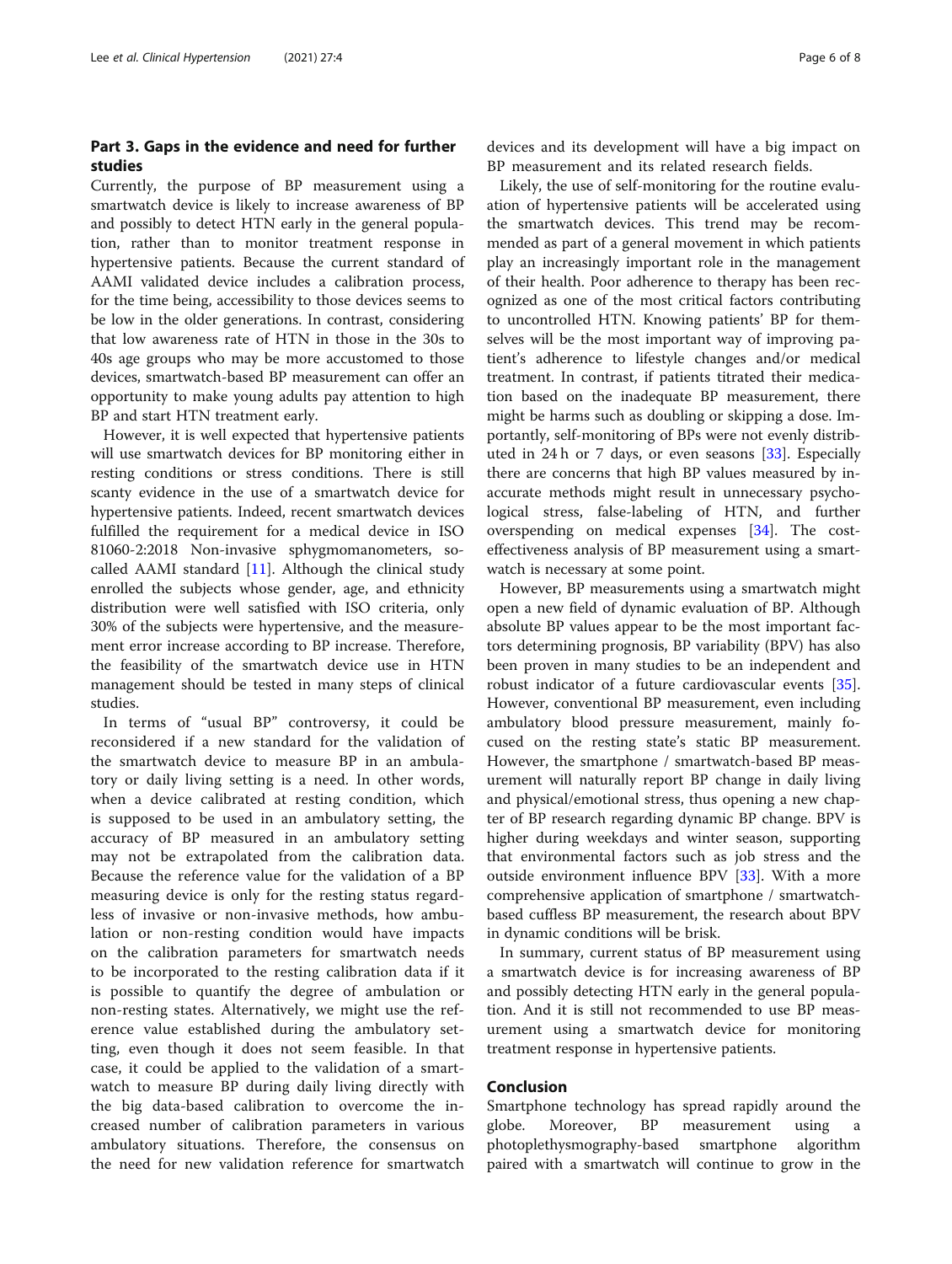## Part 3. Gaps in the evidence and need for further studies

Currently, the purpose of BP measurement using a smartwatch device is likely to increase awareness of BP and possibly to detect HTN early in the general population, rather than to monitor treatment response in hypertensive patients. Because the current standard of AAMI validated device includes a calibration process, for the time being, accessibility to those devices seems to be low in the older generations. In contrast, considering that low awareness rate of HTN in those in the 30s to 40s age groups who may be more accustomed to those devices, smartwatch-based BP measurement can offer an opportunity to make young adults pay attention to high BP and start HTN treatment early.

However, it is well expected that hypertensive patients will use smartwatch devices for BP monitoring either in resting conditions or stress conditions. There is still scanty evidence in the use of a smartwatch device for hypertensive patients. Indeed, recent smartwatch devices fulfilled the requirement for a medical device in ISO 81060-2:2018 Non-invasive sphygmomanometers, so-called AAMI standard [11]. Although the clinical study enrolled the subjects whose gender, age, and ethnicity distribution were well satisfied with ISO criteria, only 30% of the subjects were hypertensive, and the measurement error increase according to BP increase. Therefore, the feasibility of the smartwatch device use in HTN management should be tested in many steps of clinical studies.

In terms of "usual BP" controversy, it could be reconsidered if a new standard for the validation of the smartwatch device to measure BP in an ambulatory or daily living setting is a need. In other words, when a device calibrated at resting condition, which is supposed to be used in an ambulatory setting, the accuracy of BP measured in an ambulatory setting may not be extrapolated from the calibration data. Because the reference value for the validation of a BP measuring device is only for the resting status regardless of invasive or non-invasive methods, how ambulation or non-resting condition would have impacts on the calibration parameters for smartwatch needs to be incorporated to the resting calibration data if it is possible to quantify the degree of ambulation or non-resting states. Alternatively, we might use the reference value established during the ambulatory setting, even though it does not seem feasible. In that case, it could be applied to the validation of a smartwatch to measure BP during daily living directly with the big data-based calibration to overcome the increased number of calibration parameters in various ambulatory situations. Therefore, the consensus on the need for new validation reference for smartwatch devices and its development will have a big impact on BP measurement and its related research fields.

Likely, the use of self-monitoring for the routine evaluation of hypertensive patients will be accelerated using the smartwatch devices. This trend may be recommended as part of a general movement in which patients play an increasingly important role in the management of their health. Poor adherence to therapy has been recognized as one of the most critical factors contributing to uncontrolled HTN. Knowing patients' BP for themselves will be the most important way of improving patient's adherence to lifestyle changes and/or medical treatment. In contrast, if patients titrated their medication based on the inadequate BP measurement, there might be harms such as doubling or skipping a dose. Importantly, self-monitoring of BPs were not evenly distributed in 24 h or 7 days, or even seasons [33]. Especially there are concerns that high BP values measured by inaccurate methods might result in unnecessary psychological stress, false-labeling of HTN, and further overspending on medical expenses [34]. The cost-effectiveness analysis of BP measurement using a smartwatch is necessary at some point.

However, BP measurements using a smartwatch might open a new field of dynamic evaluation of BP. Although absolute BP values appear to be the most important factors determining prognosis, BP variability (BPV) has also been proven in many studies to be an independent and robust indicator of a future cardiovascular events [35]. However, conventional BP measurement, even including ambulatory blood pressure measurement, mainly focused on the resting state's static BP measurement. However, the smartphone / smartwatch-based BP measurement will naturally report BP change in daily living and physical/emotional stress, thus opening a new chapter of BP research regarding dynamic BP change. BPV is higher during weekdays and winter season, supporting that environmental factors such as job stress and the outside environment influence BPV [33]. With a more comprehensive application of smartphone / smartwatch-based cuffless BP measurement, the research about BPV in dynamic conditions will be brisk.

In summary, current status of BP measurement using a smartwatch device is for increasing awareness of BP and possibly detecting HTN early in the general population. And it is still not recommended to use BP measurement using a smartwatch device for monitoring treatment response in hypertensive patients.

## Conclusion

Smartphone technology has spread rapidly around the globe. Moreover, BP measurement using a photoplethysmography-based smartphone algorithm paired with a smartwatch will continue to grow in the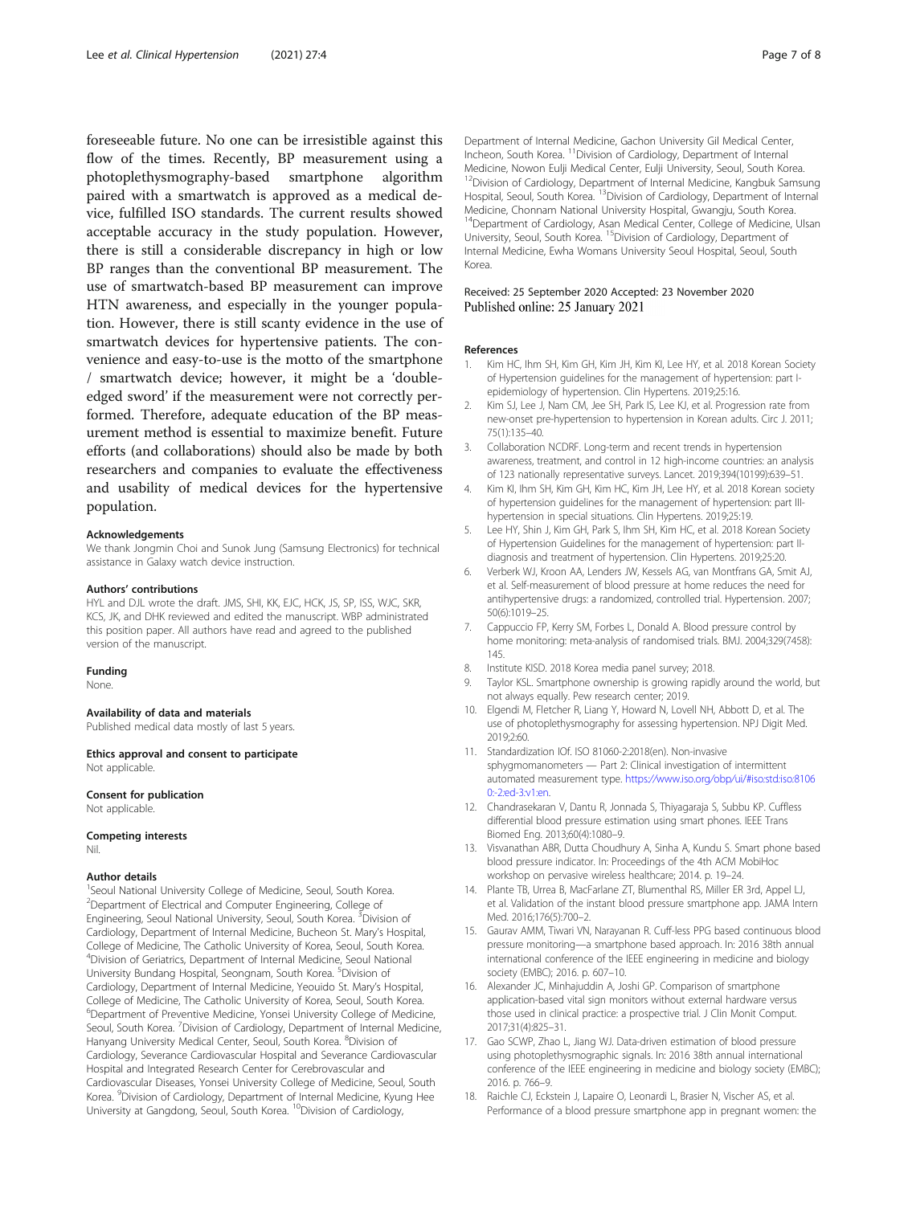foreseeable future. No one can be irresistible against this flow of the times. Recently, BP measurement using a photoplethysmography-based smartphone algorithm paired with a smartwatch is approved as a medical device, fulfilled ISO standards. The current results showed acceptable accuracy in the study population. However, there is still a considerable discrepancy in high or low BP ranges than the conventional BP measurement. The use of smartwatch-based BP measurement can improve HTN awareness, and especially in the younger population. However, there is still scanty evidence in the use of smartwatch devices for hypertensive patients. The convenience and easy-to-use is the motto of the smartphone / smartwatch device; however, it might be a 'double-edged sword' if the measurement were not correctly performed. Therefore, adequate education of the BP measurement method is essential to maximize benefit. Future efforts (and collaborations) should also be made by both researchers and companies to evaluate the effectiveness and usability of medical devices for the hypertensive population.

#### Acknowledgements
We thank Jongmin Choi and Sunok Jung (Samsung Electronics) for technical assistance in Galaxy watch device instruction.

#### Authors' contributions
HYL and DJL wrote the draft. JMS, SHI, KK, EJC, HCK, JS, SP, ISS, WJC, SKR, KCS, JK, and DHK reviewed and edited the manuscript. WBP administrated this position paper. All authors have read and agreed to the published version of the manuscript.

#### Funding
None.

#### Availability of data and materials
Published medical data mostly of last 5 years.

#### Ethics approval and consent to participate
Not applicable.

#### Consent for publication
Not applicable.

#### Competing interests
Nil.

#### Author details
[1]Seoul National University College of Medicine, Seoul, South Korea. [2]Department of Electrical and Computer Engineering, College of Engineering, Seoul National University, Seoul, South Korea. [3]Division of Cardiology, Department of Internal Medicine, Bucheon St. Mary's Hospital, College of Medicine, The Catholic University of Korea, Seoul, South Korea. [4]Division of Geriatrics, Department of Internal Medicine, Seoul National University Bundang Hospital, Seongnam, South Korea. [5]Division of Cardiology, Department of Internal Medicine, Yeouido St. Mary's Hospital, College of Medicine, The Catholic University of Korea, Seoul, South Korea. [6]Department of Preventive Medicine, Yonsei University College of Medicine, Seoul, South Korea. [7]Division of Cardiology, Department of Internal Medicine, Hanyang University Medical Center, Seoul, South Korea. [8]Division of Cardiology, Severance Cardiovascular Hospital and Severance Cardiovascular Hospital and Integrated Research Center for Cerebrovascular and Cardiovascular Diseases, Yonsei University College of Medicine, Seoul, South Korea. [9]Division of Cardiology, Department of Internal Medicine, Kyung Hee University at Gangdong, Seoul, South Korea. [10]Division of Cardiology, Department of Internal Medicine, Gachon University Gil Medical Center, Incheon, South Korea. [11]Division of Cardiology, Department of Internal Medicine, Nowon Eulji Medical Center, Eulji University, Seoul, South Korea. [12]Division of Cardiology, Department of Internal Medicine, Kangbuk Samsung Hospital, Seoul, South Korea. [13]Division of Cardiology, Department of Internal Medicine, Chonnam National University Hospital, Gwangju, South Korea. [14]Department of Cardiology, Asan Medical Center, College of Medicine, Ulsan University, Seoul, South Korea. [15]Division of Cardiology, Department of Internal Medicine, Ewha Womans University Seoul Hospital, Seoul, South Korea.

Received: 25 September 2020 Accepted: 23 November 2020
Published online: 25 January 2021

#### References
1. Kim HC, Ihm SH, Kim GH, Kim JH, Kim KI, Lee HY, et al. 2018 Korean Society of Hypertension guidelines for the management of hypertension: part I-epidemiology of hypertension. Clin Hypertens. 2019;25:16.
2. Kim SJ, Lee J, Nam CM, Jee SH, Park IS, Lee KJ, et al. Progression rate from new-onset pre-hypertension to hypertension in Korean adults. Circ J. 2011; 75(1):135–40.
3. Collaboration NCDRF. Long-term and recent trends in hypertension awareness, treatment, and control in 12 high-income countries: an analysis of 123 nationally representative surveys. Lancet. 2019;394(10199):639–51.
4. Kim KI, Ihm SH, Kim GH, Kim HC, Kim JH, Lee HY, et al. 2018 Korean society of hypertension guidelines for the management of hypertension: part III-hypertension in special situations. Clin Hypertens. 2019;25:19.
5. Lee HY, Shin J, Kim GH, Park S, Ihm SH, Kim HC, et al. 2018 Korean Society of Hypertension Guidelines for the management of hypertension: part II-diagnosis and treatment of hypertension. Clin Hypertens. 2019;25:20.
6. Verberk WJ, Kroon AA, Lenders JW, Kessels AG, van Montfrans GA, Smit AJ, et al. Self-measurement of blood pressure at home reduces the need for antihypertensive drugs: a randomized, controlled trial. Hypertension. 2007; 50(6):1019–25.
7. Cappuccio FP, Kerry SM, Forbes L, Donald A. Blood pressure control by home monitoring: meta-analysis of randomised trials. BMJ. 2004;329(7458): 145.
8. Institute KISD. 2018 Korea media panel survey; 2018.
9. Taylor KSL. Smartphone ownership is growing rapidly around the world, but not always equally. Pew research center; 2019.
10. Elgendi M, Fletcher R, Liang Y, Howard N, Lovell NH, Abbott D, et al. The use of photoplethysmography for assessing hypertension. NPJ Digit Med. 2019;2:60.
11. Standardization IOf. ISO 81060-2:2018(en). Non-invasive sphygmomanometers — Part 2: Clinical investigation of intermittent automated measurement type. https://www.iso.org/obp/ui/#iso:std:iso:81060:-2:ed-3:v1:en.
12. Chandrasekaran V, Dantu R, Jonnada S, Thiyagaraja S, Subbu KP. Cuffless differential blood pressure estimation using smart phones. IEEE Trans Biomed Eng. 2013;60(4):1080–9.
13. Visvanathan ABR, Dutta Choudhury A, Sinha A, Kundu S. Smart phone based blood pressure indicator. In: Proceedings of the 4th ACM MobiHoc workshop on pervasive wireless healthcare; 2014. p. 19–24.
14. Plante TB, Urrea B, MacFarlane ZT, Blumenthal RS, Miller ER 3rd, Appel LJ, et al. Validation of the instant blood pressure smartphone app. JAMA Intern Med. 2016;176(5):700–2.
15. Gaurav AMM, Tiwari VN, Narayanan R. Cuff-less PPG based continuous blood pressure monitoring—a smartphone based approach. In: 2016 38th annual international conference of the IEEE engineering in medicine and biology society (EMBC); 2016. p. 607–10.
16. Alexander JC, Minhajuddin A, Joshi GP. Comparison of smartphone application-based vital sign monitors without external hardware versus those used in clinical practice: a prospective trial. J Clin Monit Comput. 2017;31(4):825–31.
17. Gao SCWP, Zhao L, Jiang WJ. Data-driven estimation of blood pressure using photoplethysmographic signals. In: 2016 38th annual international conference of the IEEE engineering in medicine and biology society (EMBC); 2016. p. 766–9.
18. Raichle CJ, Eckstein J, Lapaire O, Leonardi L, Brasier N, Vischer AS, et al. Performance of a blood pressure smartphone app in pregnant women: the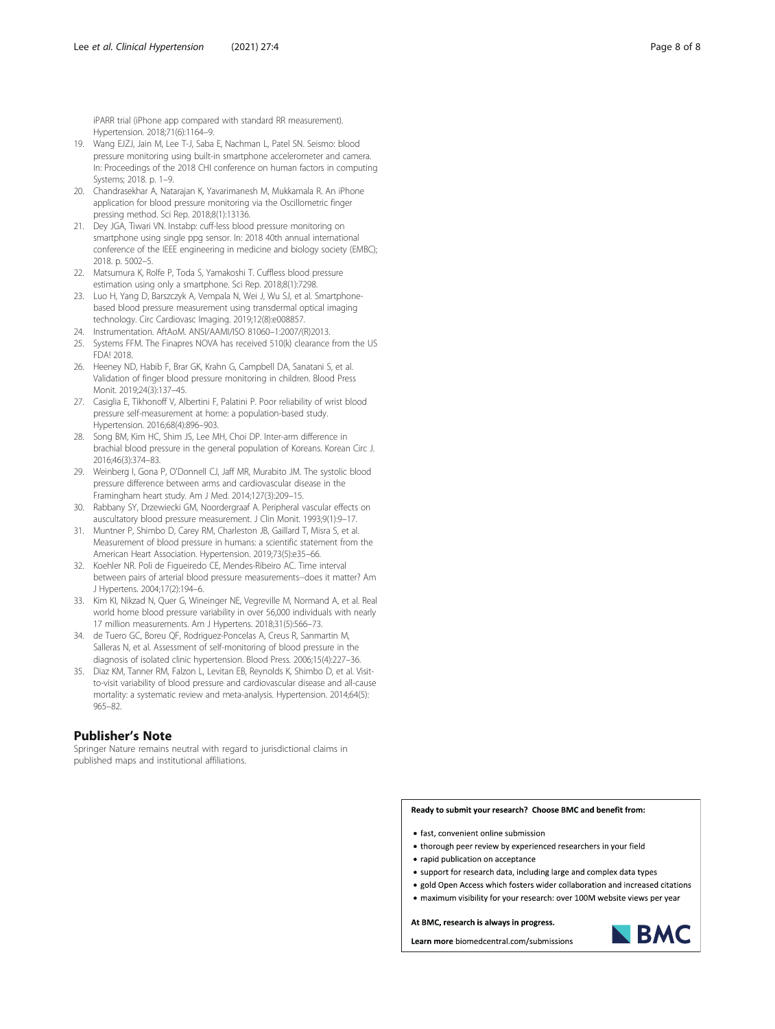iPARR trial (iPhone app compared with standard RR measurement). Hypertension. 2018;71(6):1164–9.

19. Wang EJZJ, Jain M, Lee T-J, Saba E, Nachman L, Patel SN. Seismo: blood pressure monitoring using built-in smartphone accelerometer and camera. In: Proceedings of the 2018 CHI conference on human factors in computing Systems; 2018. p. 1–9.
20. Chandrasekhar A, Natarajan K, Yavarimanesh M, Mukkamala R. An iPhone application for blood pressure monitoring via the Oscillometric finger pressing method. Sci Rep. 2018;8(1):13136.
21. Dey JGA, Tiwari VN. Instabp: cuff-less blood pressure monitoring on smartphone using single ppg sensor. In: 2018 40th annual international conference of the IEEE engineering in medicine and biology society (EMBC); 2018. p. 5002–5.
22. Matsumura K, Rolfe P, Toda S, Yamakoshi T. Cuffless blood pressure estimation using only a smartphone. Sci Rep. 2018;8(1):7298.
23. Luo H, Yang D, Barszczyk A, Vempala N, Wei J, Wu SJ, et al. Smartphone-based blood pressure measurement using transdermal optical imaging technology. Circ Cardiovasc Imaging. 2019;12(8):e008857.
24. Instrumentation. AftAoM. ANSI/AAMI/ISO 81060–1:2007/(R)2013.
25. Systems FFM. The Finapres NOVA has received 510(k) clearance from the US FDA! 2018.
26. Heeney ND, Habib F, Brar GK, Krahn G, Campbell DA, Sanatani S, et al. Validation of finger blood pressure monitoring in children. Blood Press Monit. 2019;24(3):137–45.
27. Casiglia E, Tikhonoff V, Albertini F, Palatini P. Poor reliability of wrist blood pressure self-measurement at home: a population-based study. Hypertension. 2016;68(4):896–903.
28. Song BM, Kim HC, Shim JS, Lee MH, Choi DP. Inter-arm difference in brachial blood pressure in the general population of Koreans. Korean Circ J. 2016;46(3):374–83.
29. Weinberg I, Gona P, O'Donnell CJ, Jaff MR, Murabito JM. The systolic blood pressure difference between arms and cardiovascular disease in the Framingham heart study. Am J Med. 2014;127(3):209–15.
30. Rabbany SY, Drzewiecki GM, Noordergraaf A. Peripheral vascular effects on auscultatory blood pressure measurement. J Clin Monit. 1993;9(1):9–17.
31. Muntner P, Shimbo D, Carey RM, Charleston JB, Gaillard T, Misra S, et al. Measurement of blood pressure in humans: a scientific statement from the American Heart Association. Hypertension. 2019;73(5):e35–66.
32. Koehler NR. Poli de Figueiredo CE, Mendes-Ribeiro AC. Time interval between pairs of arterial blood pressure measurements--does it matter? Am J Hypertens. 2004;17(2):194–6.
33. Kim KI, Nikzad N, Quer G, Wineinger NE, Vegreville M, Normand A, et al. Real world home blood pressure variability in over 56,000 individuals with nearly 17 million measurements. Am J Hypertens. 2018;31(5):566–73.
34. de Tuero GC, Boreu QF, Rodriguez-Poncelas A, Creus R, Sanmartin M, Salleras N, et al. Assessment of self-monitoring of blood pressure in the diagnosis of isolated clinic hypertension. Blood Press. 2006;15(4):227–36.
35. Diaz KM, Tanner RM, Falzon L, Levitan EB, Reynolds K, Shimbo D, et al. Visit-to-visit variability of blood pressure and cardiovascular disease and all-cause mortality: a systematic review and meta-analysis. Hypertension. 2014;64(5): 965–82.

## Publisher's Note

Springer Nature remains neutral with regard to jurisdictional claims in published maps and institutional affiliations.

**Ready to submit your research? Choose BMC and benefit from:**

- fast, convenient online submission
- thorough peer review by experienced researchers in your field
- rapid publication on acceptance
- support for research data, including large and complex data types
- gold Open Access which fosters wider collaboration and increased citations
- maximum visibility for your research: over 100M website views per year

**At BMC, research is always in progress.**

**Learn more** biomedcentral.com/submissions

BMC